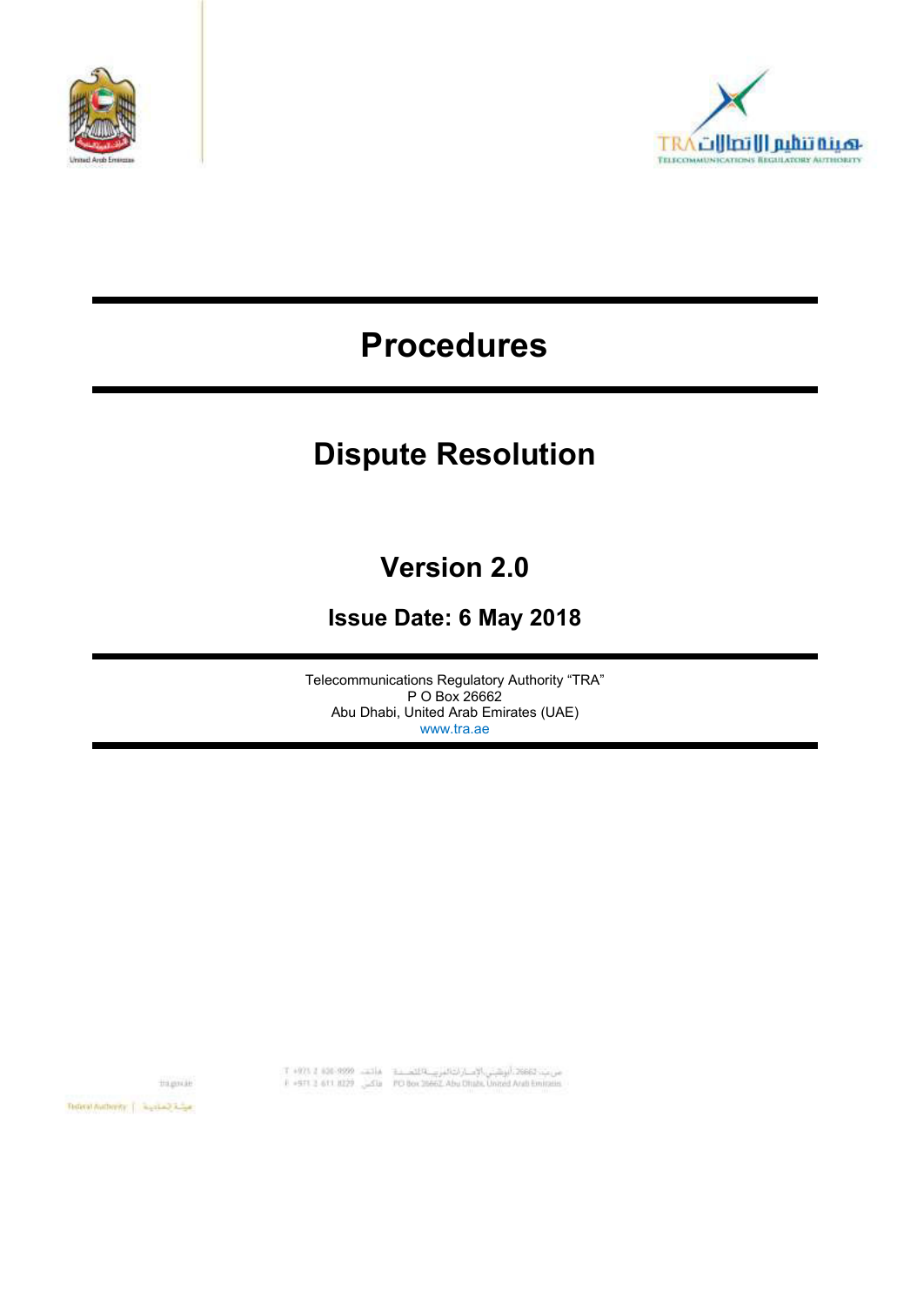# Procedures

## Dispute Resolution

### Version 2.0

### Issue Date: 6 May 2018

Telecommunications Regulatory Authority "TRA"
P O Box 26662
Abu Dhabi, United Arab Emirates (UAE)
www.tra.ae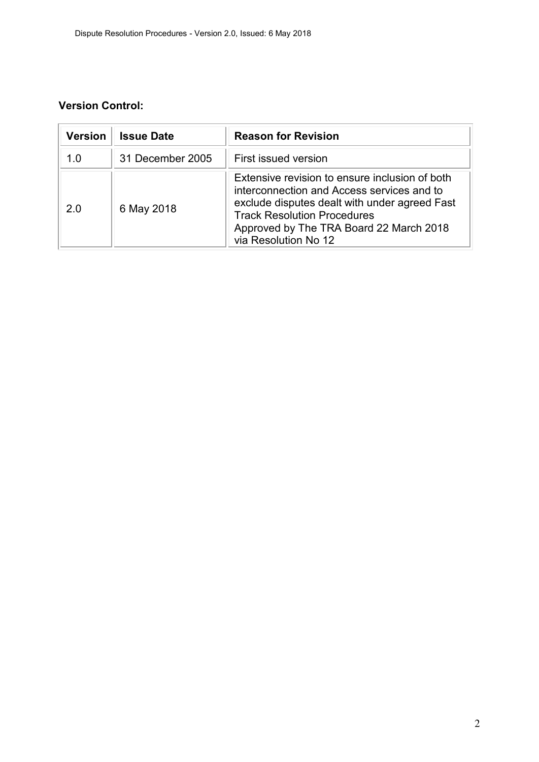**Version Control:**

| Version | Issue Date | Reason for Revision |
|---|---|---|
| 1.0 | 31 December 2005 | First issued version |
| 2.0 | 6 May 2018 | Extensive revision to ensure inclusion of both interconnection and Access services and to exclude disputes dealt with under agreed Fast Track Resolution Procedures<br>Approved by The TRA Board 22 March 2018 via Resolution No 12 |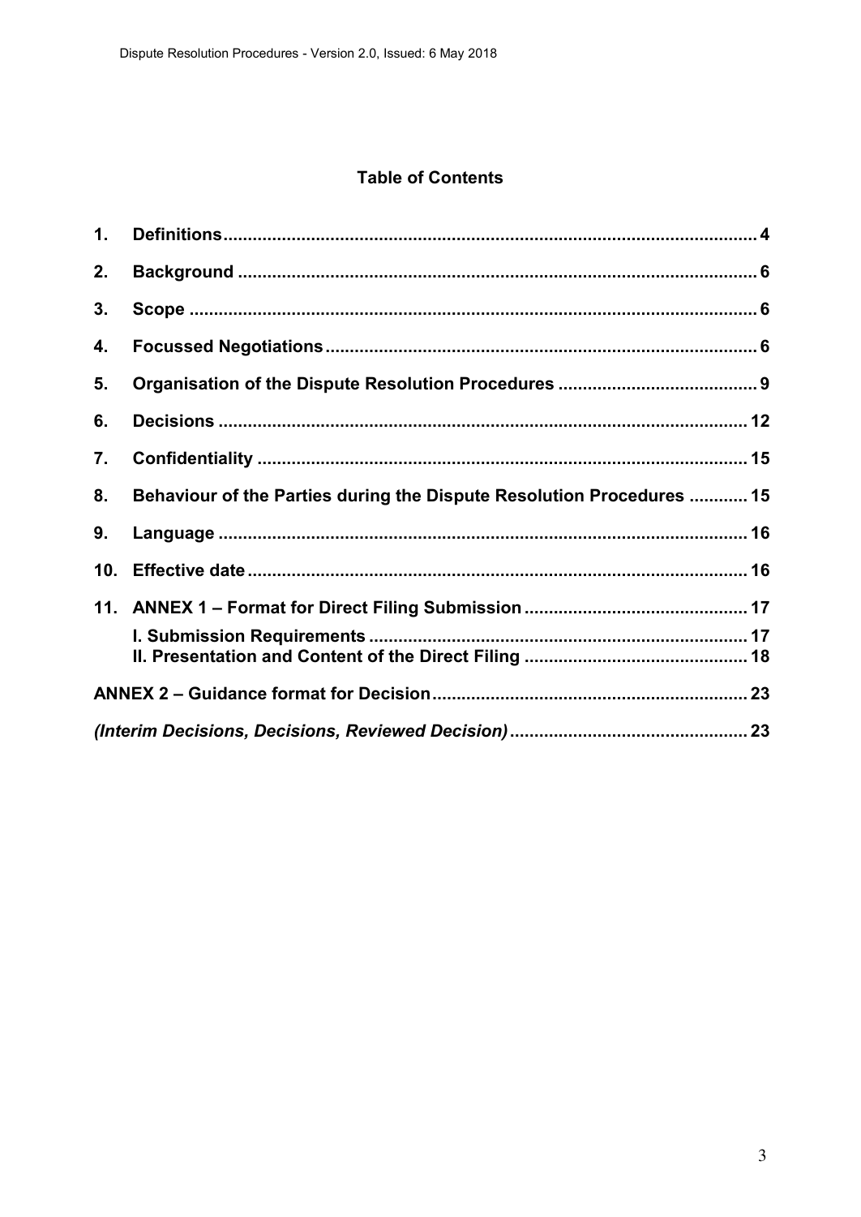## Table of Contents

1. **Definitions** ... 4
2. **Background** ... 6
3. **Scope** ... 6
4. **Focussed Negotiations** ... 6
5. **Organisation of the Dispute Resolution Procedures** ... 9
6. **Decisions** ... 12
7. **Confidentiality** ... 15
8. **Behaviour of the Parties during the Dispute Resolution Procedures** ... 15
9. **Language** ... 16
10. **Effective date** ... 16
11. **ANNEX 1 – Format for Direct Filing Submission** ... 17
    - **I. Submission Requirements** ... 17
    - **II. Presentation and Content of the Direct Filing** ... 18

**ANNEX 2 – Guidance format for Decision** ... 23

***(Interim Decisions, Decisions, Reviewed Decision)*** ... 23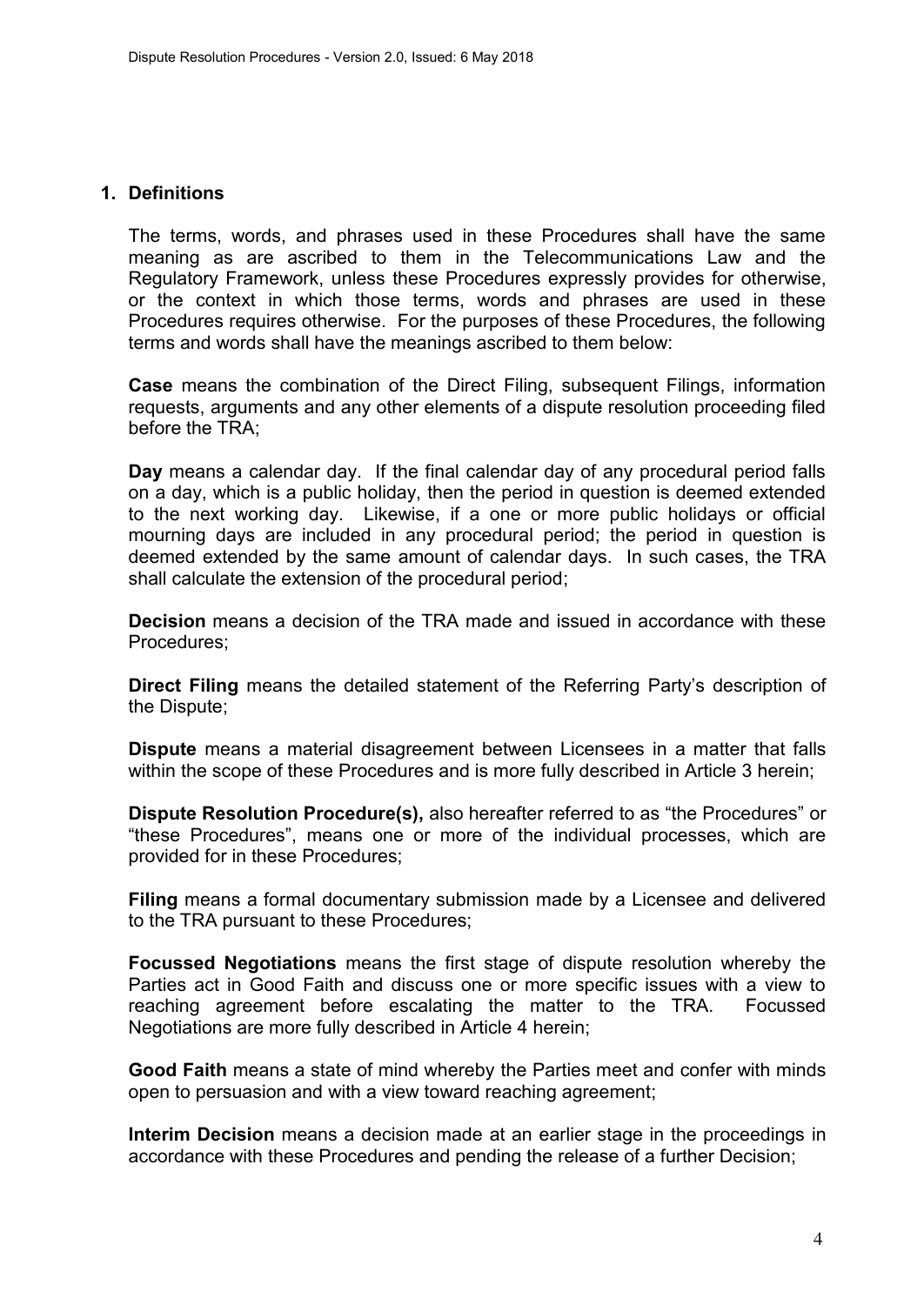## 1. Definitions

The terms, words, and phrases used in these Procedures shall have the same meaning as are ascribed to them in the Telecommunications Law and the Regulatory Framework, unless these Procedures expressly provides for otherwise, or the context in which those terms, words and phrases are used in these Procedures requires otherwise. For the purposes of these Procedures, the following terms and words shall have the meanings ascribed to them below:

**Case** means the combination of the Direct Filing, subsequent Filings, information requests, arguments and any other elements of a dispute resolution proceeding filed before the TRA;

**Day** means a calendar day. If the final calendar day of any procedural period falls on a day, which is a public holiday, then the period in question is deemed extended to the next working day. Likewise, if a one or more public holidays or official mourning days are included in any procedural period; the period in question is deemed extended by the same amount of calendar days. In such cases, the TRA shall calculate the extension of the procedural period;

**Decision** means a decision of the TRA made and issued in accordance with these Procedures;

**Direct Filing** means the detailed statement of the Referring Party's description of the Dispute;

**Dispute** means a material disagreement between Licensees in a matter that falls within the scope of these Procedures and is more fully described in Article 3 herein;

**Dispute Resolution Procedure(s),** also hereafter referred to as "the Procedures" or "these Procedures", means one or more of the individual processes, which are provided for in these Procedures;

**Filing** means a formal documentary submission made by a Licensee and delivered to the TRA pursuant to these Procedures;

**Focussed Negotiations** means the first stage of dispute resolution whereby the Parties act in Good Faith and discuss one or more specific issues with a view to reaching agreement before escalating the matter to the TRA. Focussed Negotiations are more fully described in Article 4 herein;

**Good Faith** means a state of mind whereby the Parties meet and confer with minds open to persuasion and with a view toward reaching agreement;

**Interim Decision** means a decision made at an earlier stage in the proceedings in accordance with these Procedures and pending the release of a further Decision;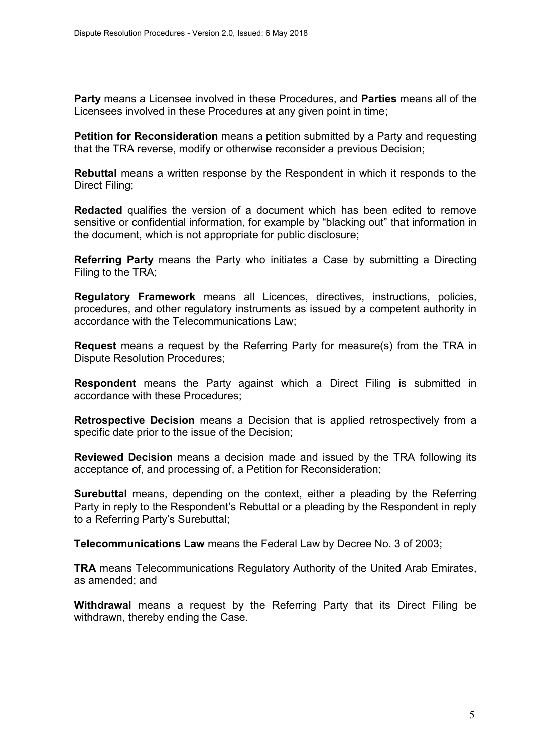**Party** means a Licensee involved in these Procedures, and **Parties** means all of the Licensees involved in these Procedures at any given point in time;

**Petition for Reconsideration** means a petition submitted by a Party and requesting that the TRA reverse, modify or otherwise reconsider a previous Decision;

**Rebuttal** means a written response by the Respondent in which it responds to the Direct Filing;

**Redacted** qualifies the version of a document which has been edited to remove sensitive or confidential information, for example by "blacking out" that information in the document, which is not appropriate for public disclosure;

**Referring Party** means the Party who initiates a Case by submitting a Directing Filing to the TRA;

**Regulatory Framework** means all Licences, directives, instructions, policies, procedures, and other regulatory instruments as issued by a competent authority in accordance with the Telecommunications Law;

**Request** means a request by the Referring Party for measure(s) from the TRA in Dispute Resolution Procedures;

**Respondent** means the Party against which a Direct Filing is submitted in accordance with these Procedures;

**Retrospective Decision** means a Decision that is applied retrospectively from a specific date prior to the issue of the Decision;

**Reviewed Decision** means a decision made and issued by the TRA following its acceptance of, and processing of, a Petition for Reconsideration;

**Surebuttal** means, depending on the context, either a pleading by the Referring Party in reply to the Respondent's Rebuttal or a pleading by the Respondent in reply to a Referring Party's Surebuttal;

**Telecommunications Law** means the Federal Law by Decree No. 3 of 2003;

**TRA** means Telecommunications Regulatory Authority of the United Arab Emirates, as amended; and

**Withdrawal** means a request by the Referring Party that its Direct Filing be withdrawn, thereby ending the Case.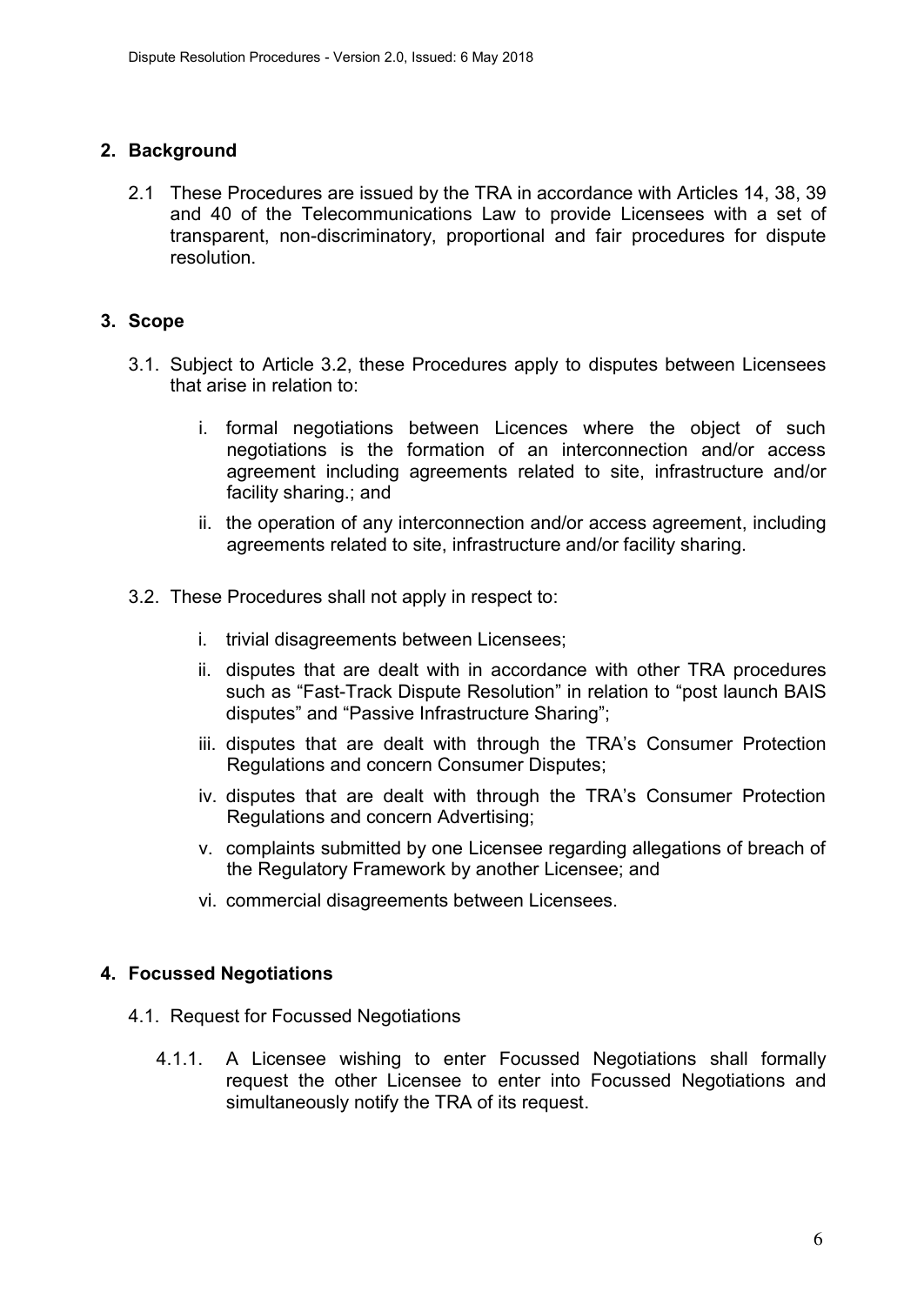## 2. Background

2.1 These Procedures are issued by the TRA in accordance with Articles 14, 38, 39 and 40 of the Telecommunications Law to provide Licensees with a set of transparent, non-discriminatory, proportional and fair procedures for dispute resolution.

## 3. Scope

3.1. Subject to Article 3.2, these Procedures apply to disputes between Licensees that arise in relation to:

i. formal negotiations between Licences where the object of such negotiations is the formation of an interconnection and/or access agreement including agreements related to site, infrastructure and/or facility sharing.; and

ii. the operation of any interconnection and/or access agreement, including agreements related to site, infrastructure and/or facility sharing.

3.2. These Procedures shall not apply in respect to:

i. trivial disagreements between Licensees;

ii. disputes that are dealt with in accordance with other TRA procedures such as "Fast-Track Dispute Resolution" in relation to "post launch BAIS disputes" and "Passive Infrastructure Sharing";

iii. disputes that are dealt with through the TRA's Consumer Protection Regulations and concern Consumer Disputes;

iv. disputes that are dealt with through the TRA's Consumer Protection Regulations and concern Advertising;

v. complaints submitted by one Licensee regarding allegations of breach of the Regulatory Framework by another Licensee; and

vi. commercial disagreements between Licensees.

## 4. Focussed Negotiations

4.1. Request for Focussed Negotiations

4.1.1. A Licensee wishing to enter Focussed Negotiations shall formally request the other Licensee to enter into Focussed Negotiations and simultaneously notify the TRA of its request.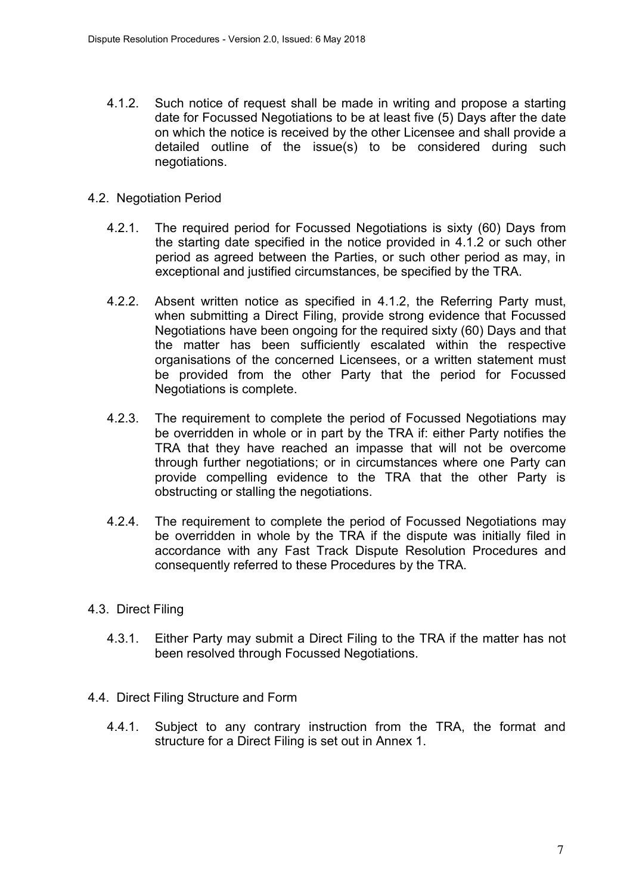4.1.2. Such notice of request shall be made in writing and propose a starting date for Focussed Negotiations to be at least five (5) Days after the date on which the notice is received by the other Licensee and shall provide a detailed outline of the issue(s) to be considered during such negotiations.

## 4.2. Negotiation Period

4.2.1. The required period for Focussed Negotiations is sixty (60) Days from the starting date specified in the notice provided in 4.1.2 or such other period as agreed between the Parties, or such other period as may, in exceptional and justified circumstances, be specified by the TRA.

4.2.2. Absent written notice as specified in 4.1.2, the Referring Party must, when submitting a Direct Filing, provide strong evidence that Focussed Negotiations have been ongoing for the required sixty (60) Days and that the matter has been sufficiently escalated within the respective organisations of the concerned Licensees, or a written statement must be provided from the other Party that the period for Focussed Negotiations is complete.

4.2.3. The requirement to complete the period of Focussed Negotiations may be overridden in whole or in part by the TRA if: either Party notifies the TRA that they have reached an impasse that will not be overcome through further negotiations; or in circumstances where one Party can provide compelling evidence to the TRA that the other Party is obstructing or stalling the negotiations.

4.2.4. The requirement to complete the period of Focussed Negotiations may be overridden in whole by the TRA if the dispute was initially filed in accordance with any Fast Track Dispute Resolution Procedures and consequently referred to these Procedures by the TRA.

## 4.3. Direct Filing

4.3.1. Either Party may submit a Direct Filing to the TRA if the matter has not been resolved through Focussed Negotiations.

## 4.4. Direct Filing Structure and Form

4.4.1. Subject to any contrary instruction from the TRA, the format and structure for a Direct Filing is set out in Annex 1.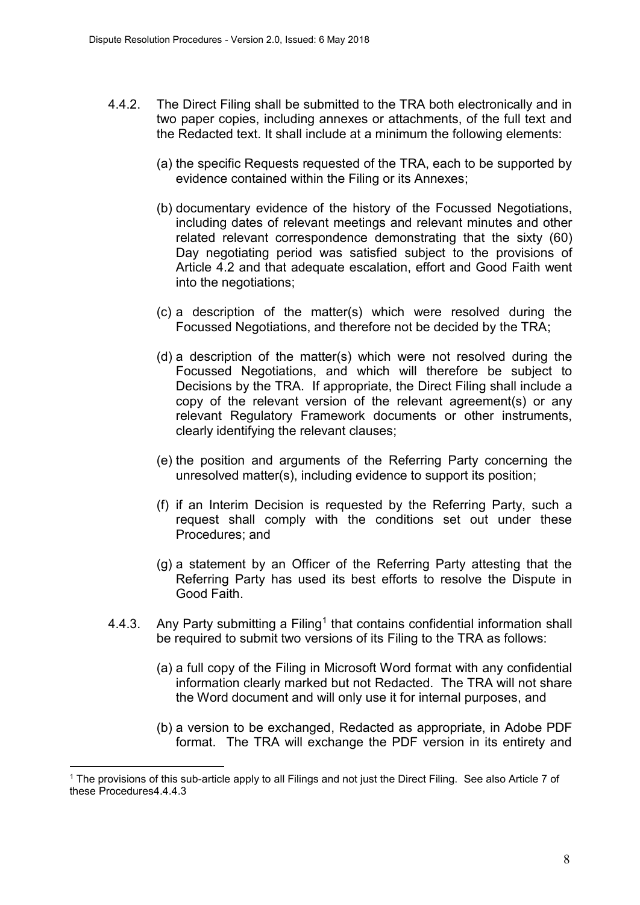4.4.2. The Direct Filing shall be submitted to the TRA both electronically and in two paper copies, including annexes or attachments, of the full text and the Redacted text. It shall include at a minimum the following elements:

(a) the specific Requests requested of the TRA, each to be supported by evidence contained within the Filing or its Annexes;

(b) documentary evidence of the history of the Focussed Negotiations, including dates of relevant meetings and relevant minutes and other related relevant correspondence demonstrating that the sixty (60) Day negotiating period was satisfied subject to the provisions of Article 4.2 and that adequate escalation, effort and Good Faith went into the negotiations;

(c) a description of the matter(s) which were resolved during the Focussed Negotiations, and therefore not be decided by the TRA;

(d) a description of the matter(s) which were not resolved during the Focussed Negotiations, and which will therefore be subject to Decisions by the TRA. If appropriate, the Direct Filing shall include a copy of the relevant version of the relevant agreement(s) or any relevant Regulatory Framework documents or other instruments, clearly identifying the relevant clauses;

(e) the position and arguments of the Referring Party concerning the unresolved matter(s), including evidence to support its position;

(f) if an Interim Decision is requested by the Referring Party, such a request shall comply with the conditions set out under these Procedures; and

(g) a statement by an Officer of the Referring Party attesting that the Referring Party has used its best efforts to resolve the Dispute in Good Faith.

4.4.3. Any Party submitting a Filing[1] that contains confidential information shall be required to submit two versions of its Filing to the TRA as follows:

(a) a full copy of the Filing in Microsoft Word format with any confidential information clearly marked but not Redacted. The TRA will not share the Word document and will only use it for internal purposes, and

(b) a version to be exchanged, Redacted as appropriate, in Adobe PDF format. The TRA will exchange the PDF version in its entirety and

---

[1] The provisions of this sub-article apply to all Filings and not just the Direct Filing. See also Article 7 of these Procedures4.4.4.3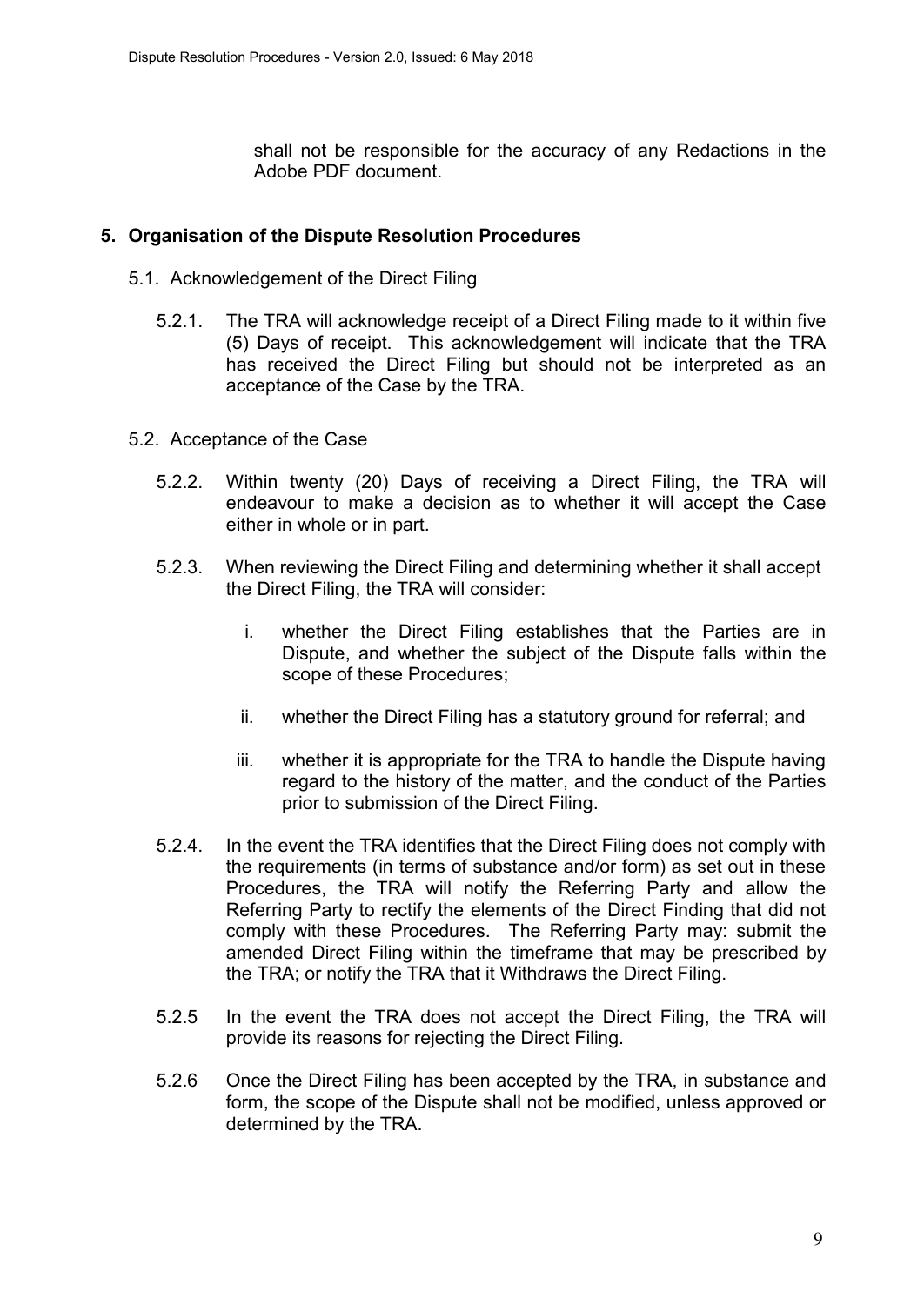shall not be responsible for the accuracy of any Redactions in the Adobe PDF document.

## 5. Organisation of the Dispute Resolution Procedures

5.1. Acknowledgement of the Direct Filing

5.2.1. The TRA will acknowledge receipt of a Direct Filing made to it within five (5) Days of receipt. This acknowledgement will indicate that the TRA has received the Direct Filing but should not be interpreted as an acceptance of the Case by the TRA.

5.2. Acceptance of the Case

5.2.2. Within twenty (20) Days of receiving a Direct Filing, the TRA will endeavour to make a decision as to whether it will accept the Case either in whole or in part.

5.2.3. When reviewing the Direct Filing and determining whether it shall accept the Direct Filing, the TRA will consider:

i. whether the Direct Filing establishes that the Parties are in Dispute, and whether the subject of the Dispute falls within the scope of these Procedures;

ii. whether the Direct Filing has a statutory ground for referral; and

iii. whether it is appropriate for the TRA to handle the Dispute having regard to the history of the matter, and the conduct of the Parties prior to submission of the Direct Filing.

5.2.4. In the event the TRA identifies that the Direct Filing does not comply with the requirements (in terms of substance and/or form) as set out in these Procedures, the TRA will notify the Referring Party and allow the Referring Party to rectify the elements of the Direct Finding that did not comply with these Procedures. The Referring Party may: submit the amended Direct Filing within the timeframe that may be prescribed by the TRA; or notify the TRA that it Withdraws the Direct Filing.

5.2.5 In the event the TRA does not accept the Direct Filing, the TRA will provide its reasons for rejecting the Direct Filing.

5.2.6 Once the Direct Filing has been accepted by the TRA, in substance and form, the scope of the Dispute shall not be modified, unless approved or determined by the TRA.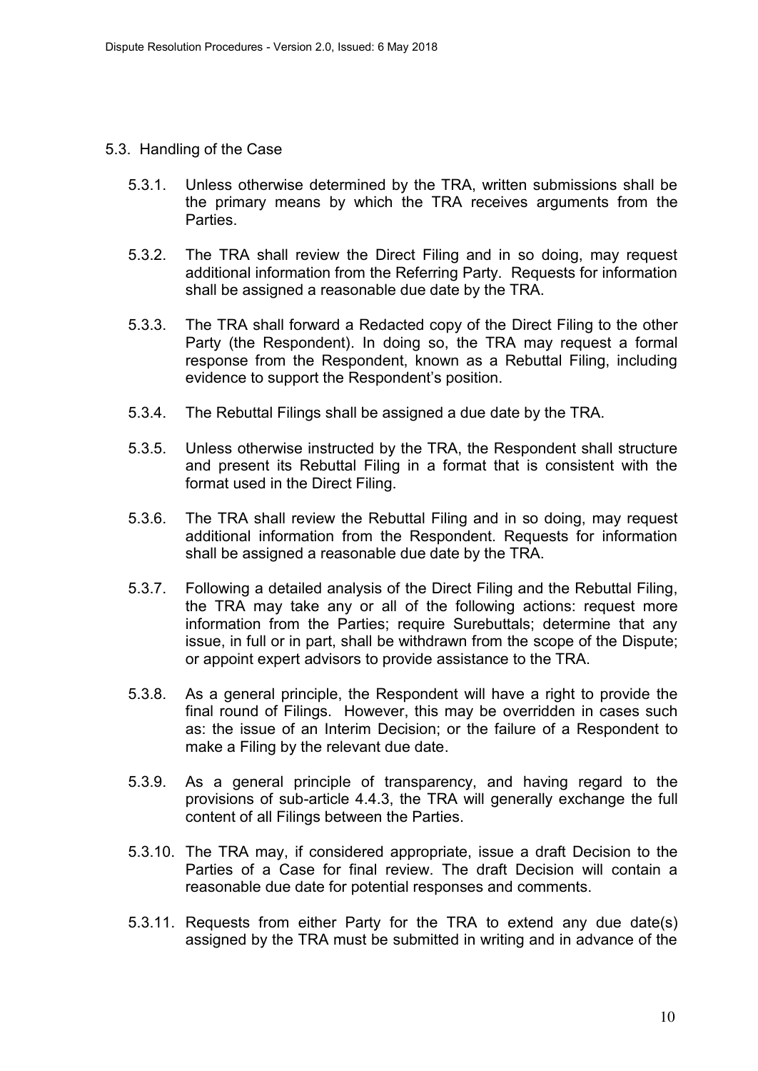## 5.3. Handling of the Case

5.3.1. Unless otherwise determined by the TRA, written submissions shall be the primary means by which the TRA receives arguments from the Parties.

5.3.2. The TRA shall review the Direct Filing and in so doing, may request additional information from the Referring Party. Requests for information shall be assigned a reasonable due date by the TRA.

5.3.3. The TRA shall forward a Redacted copy of the Direct Filing to the other Party (the Respondent). In doing so, the TRA may request a formal response from the Respondent, known as a Rebuttal Filing, including evidence to support the Respondent's position.

5.3.4. The Rebuttal Filings shall be assigned a due date by the TRA.

5.3.5. Unless otherwise instructed by the TRA, the Respondent shall structure and present its Rebuttal Filing in a format that is consistent with the format used in the Direct Filing.

5.3.6. The TRA shall review the Rebuttal Filing and in so doing, may request additional information from the Respondent. Requests for information shall be assigned a reasonable due date by the TRA.

5.3.7. Following a detailed analysis of the Direct Filing and the Rebuttal Filing, the TRA may take any or all of the following actions: request more information from the Parties; require Surebuttals; determine that any issue, in full or in part, shall be withdrawn from the scope of the Dispute; or appoint expert advisors to provide assistance to the TRA.

5.3.8. As a general principle, the Respondent will have a right to provide the final round of Filings. However, this may be overridden in cases such as: the issue of an Interim Decision; or the failure of a Respondent to make a Filing by the relevant due date.

5.3.9. As a general principle of transparency, and having regard to the provisions of sub-article 4.4.3, the TRA will generally exchange the full content of all Filings between the Parties.

5.3.10. The TRA may, if considered appropriate, issue a draft Decision to the Parties of a Case for final review. The draft Decision will contain a reasonable due date for potential responses and comments.

5.3.11. Requests from either Party for the TRA to extend any due date(s) assigned by the TRA must be submitted in writing and in advance of the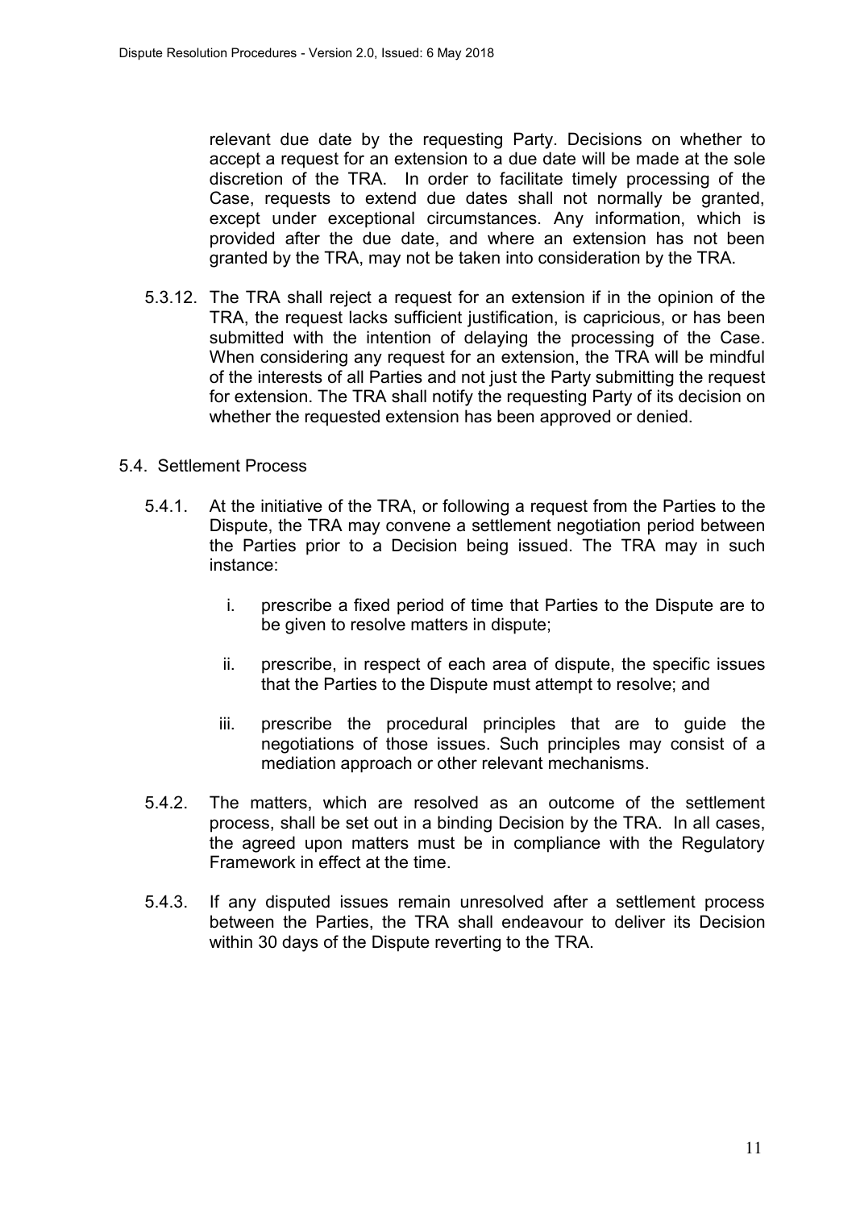relevant due date by the requesting Party. Decisions on whether to accept a request for an extension to a due date will be made at the sole discretion of the TRA. In order to facilitate timely processing of the Case, requests to extend due dates shall not normally be granted, except under exceptional circumstances. Any information, which is provided after the due date, and where an extension has not been granted by the TRA, may not be taken into consideration by the TRA.

5.3.12. The TRA shall reject a request for an extension if in the opinion of the TRA, the request lacks sufficient justification, is capricious, or has been submitted with the intention of delaying the processing of the Case. When considering any request for an extension, the TRA will be mindful of the interests of all Parties and not just the Party submitting the request for extension. The TRA shall notify the requesting Party of its decision on whether the requested extension has been approved or denied.

5.4. Settlement Process

5.4.1. At the initiative of the TRA, or following a request from the Parties to the Dispute, the TRA may convene a settlement negotiation period between the Parties prior to a Decision being issued. The TRA may in such instance:

i. prescribe a fixed period of time that Parties to the Dispute are to be given to resolve matters in dispute;

ii. prescribe, in respect of each area of dispute, the specific issues that the Parties to the Dispute must attempt to resolve; and

iii. prescribe the procedural principles that are to guide the negotiations of those issues. Such principles may consist of a mediation approach or other relevant mechanisms.

5.4.2. The matters, which are resolved as an outcome of the settlement process, shall be set out in a binding Decision by the TRA. In all cases, the agreed upon matters must be in compliance with the Regulatory Framework in effect at the time.

5.4.3. If any disputed issues remain unresolved after a settlement process between the Parties, the TRA shall endeavour to deliver its Decision within 30 days of the Dispute reverting to the TRA.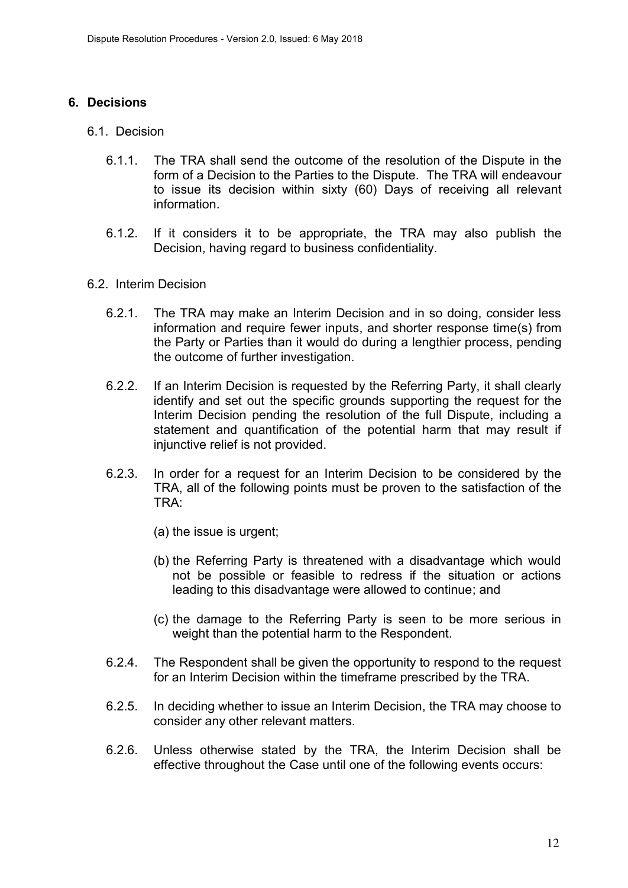## 6. Decisions

### 6.1. Decision

6.1.1. The TRA shall send the outcome of the resolution of the Dispute in the form of a Decision to the Parties to the Dispute. The TRA will endeavour to issue its decision within sixty (60) Days of receiving all relevant information.

6.1.2. If it considers it to be appropriate, the TRA may also publish the Decision, having regard to business confidentiality.

### 6.2. Interim Decision

6.2.1. The TRA may make an Interim Decision and in so doing, consider less information and require fewer inputs, and shorter response time(s) from the Party or Parties than it would do during a lengthier process, pending the outcome of further investigation.

6.2.2. If an Interim Decision is requested by the Referring Party, it shall clearly identify and set out the specific grounds supporting the request for the Interim Decision pending the resolution of the full Dispute, including a statement and quantification of the potential harm that may result if injunctive relief is not provided.

6.2.3. In order for a request for an Interim Decision to be considered by the TRA, all of the following points must be proven to the satisfaction of the TRA:

(a) the issue is urgent;

(b) the Referring Party is threatened with a disadvantage which would not be possible or feasible to redress if the situation or actions leading to this disadvantage were allowed to continue; and

(c) the damage to the Referring Party is seen to be more serious in weight than the potential harm to the Respondent.

6.2.4. The Respondent shall be given the opportunity to respond to the request for an Interim Decision within the timeframe prescribed by the TRA.

6.2.5. In deciding whether to issue an Interim Decision, the TRA may choose to consider any other relevant matters.

6.2.6. Unless otherwise stated by the TRA, the Interim Decision shall be effective throughout the Case until one of the following events occurs: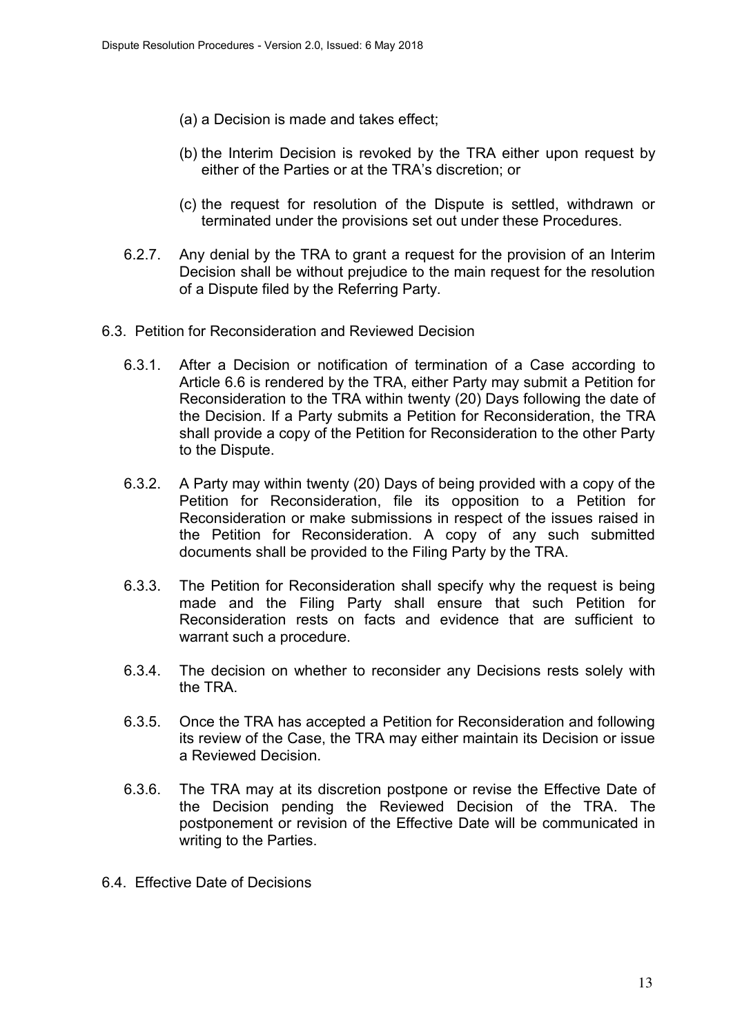(a) a Decision is made and takes effect;

(b) the Interim Decision is revoked by the TRA either upon request by either of the Parties or at the TRA's discretion; or

(c) the request for resolution of the Dispute is settled, withdrawn or terminated under the provisions set out under these Procedures.

6.2.7. Any denial by the TRA to grant a request for the provision of an Interim Decision shall be without prejudice to the main request for the resolution of a Dispute filed by the Referring Party.

## 6.3. Petition for Reconsideration and Reviewed Decision

6.3.1. After a Decision or notification of termination of a Case according to Article 6.6 is rendered by the TRA, either Party may submit a Petition for Reconsideration to the TRA within twenty (20) Days following the date of the Decision. If a Party submits a Petition for Reconsideration, the TRA shall provide a copy of the Petition for Reconsideration to the other Party to the Dispute.

6.3.2. A Party may within twenty (20) Days of being provided with a copy of the Petition for Reconsideration, file its opposition to a Petition for Reconsideration or make submissions in respect of the issues raised in the Petition for Reconsideration. A copy of any such submitted documents shall be provided to the Filing Party by the TRA.

6.3.3. The Petition for Reconsideration shall specify why the request is being made and the Filing Party shall ensure that such Petition for Reconsideration rests on facts and evidence that are sufficient to warrant such a procedure.

6.3.4. The decision on whether to reconsider any Decisions rests solely with the TRA.

6.3.5. Once the TRA has accepted a Petition for Reconsideration and following its review of the Case, the TRA may either maintain its Decision or issue a Reviewed Decision.

6.3.6. The TRA may at its discretion postpone or revise the Effective Date of the Decision pending the Reviewed Decision of the TRA. The postponement or revision of the Effective Date will be communicated in writing to the Parties.

## 6.4. Effective Date of Decisions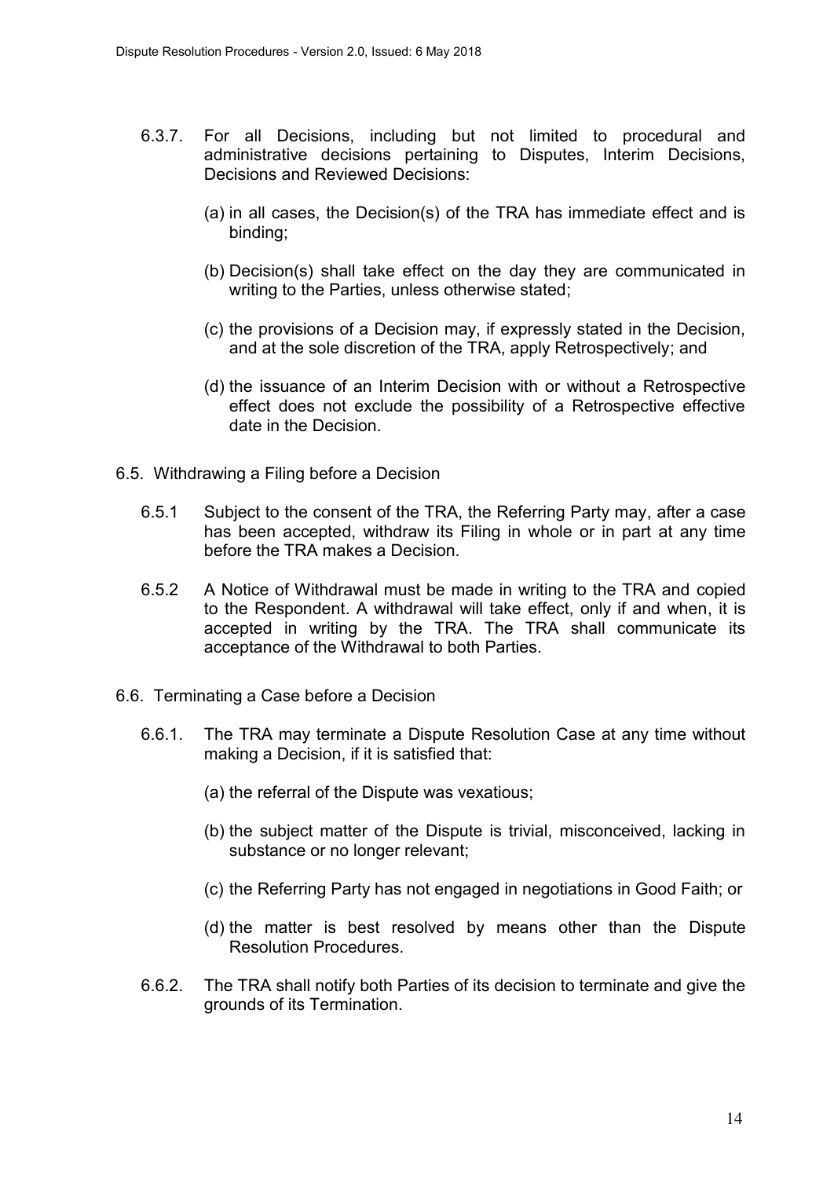6.3.7. For all Decisions, including but not limited to procedural and administrative decisions pertaining to Disputes, Interim Decisions, Decisions and Reviewed Decisions:

(a) in all cases, the Decision(s) of the TRA has immediate effect and is binding;

(b) Decision(s) shall take effect on the day they are communicated in writing to the Parties, unless otherwise stated;

(c) the provisions of a Decision may, if expressly stated in the Decision, and at the sole discretion of the TRA, apply Retrospectively; and

(d) the issuance of an Interim Decision with or without a Retrospective effect does not exclude the possibility of a Retrospective effective date in the Decision.

## 6.5. Withdrawing a Filing before a Decision

6.5.1 Subject to the consent of the TRA, the Referring Party may, after a case has been accepted, withdraw its Filing in whole or in part at any time before the TRA makes a Decision.

6.5.2 A Notice of Withdrawal must be made in writing to the TRA and copied to the Respondent. A withdrawal will take effect, only if and when, it is accepted in writing by the TRA. The TRA shall communicate its acceptance of the Withdrawal to both Parties.

## 6.6. Terminating a Case before a Decision

6.6.1. The TRA may terminate a Dispute Resolution Case at any time without making a Decision, if it is satisfied that:

(a) the referral of the Dispute was vexatious;

(b) the subject matter of the Dispute is trivial, misconceived, lacking in substance or no longer relevant;

(c) the Referring Party has not engaged in negotiations in Good Faith; or

(d) the matter is best resolved by means other than the Dispute Resolution Procedures.

6.6.2. The TRA shall notify both Parties of its decision to terminate and give the grounds of its Termination.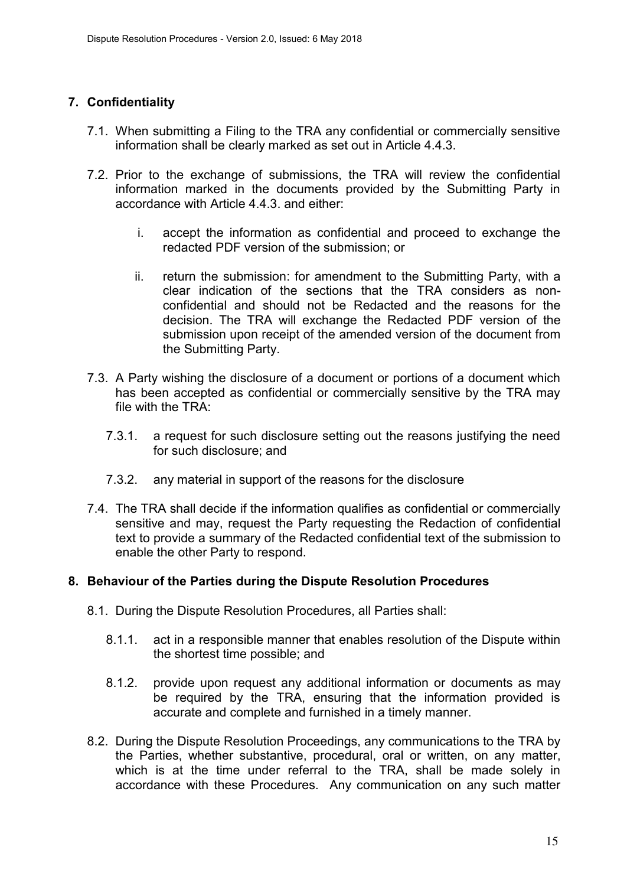## 7. Confidentiality

7.1. When submitting a Filing to the TRA any confidential or commercially sensitive information shall be clearly marked as set out in Article 4.4.3.

7.2. Prior to the exchange of submissions, the TRA will review the confidential information marked in the documents provided by the Submitting Party in accordance with Article 4.4.3. and either:

i. accept the information as confidential and proceed to exchange the redacted PDF version of the submission; or

ii. return the submission: for amendment to the Submitting Party, with a clear indication of the sections that the TRA considers as non-confidential and should not be Redacted and the reasons for the decision. The TRA will exchange the Redacted PDF version of the submission upon receipt of the amended version of the document from the Submitting Party.

7.3. A Party wishing the disclosure of a document or portions of a document which has been accepted as confidential or commercially sensitive by the TRA may file with the TRA:

7.3.1. a request for such disclosure setting out the reasons justifying the need for such disclosure; and

7.3.2. any material in support of the reasons for the disclosure

7.4. The TRA shall decide if the information qualifies as confidential or commercially sensitive and may, request the Party requesting the Redaction of confidential text to provide a summary of the Redacted confidential text of the submission to enable the other Party to respond.

## 8. Behaviour of the Parties during the Dispute Resolution Procedures

8.1. During the Dispute Resolution Procedures, all Parties shall:

8.1.1. act in a responsible manner that enables resolution of the Dispute within the shortest time possible; and

8.1.2. provide upon request any additional information or documents as may be required by the TRA, ensuring that the information provided is accurate and complete and furnished in a timely manner.

8.2. During the Dispute Resolution Proceedings, any communications to the TRA by the Parties, whether substantive, procedural, oral or written, on any matter, which is at the time under referral to the TRA, shall be made solely in accordance with these Procedures. Any communication on any such matter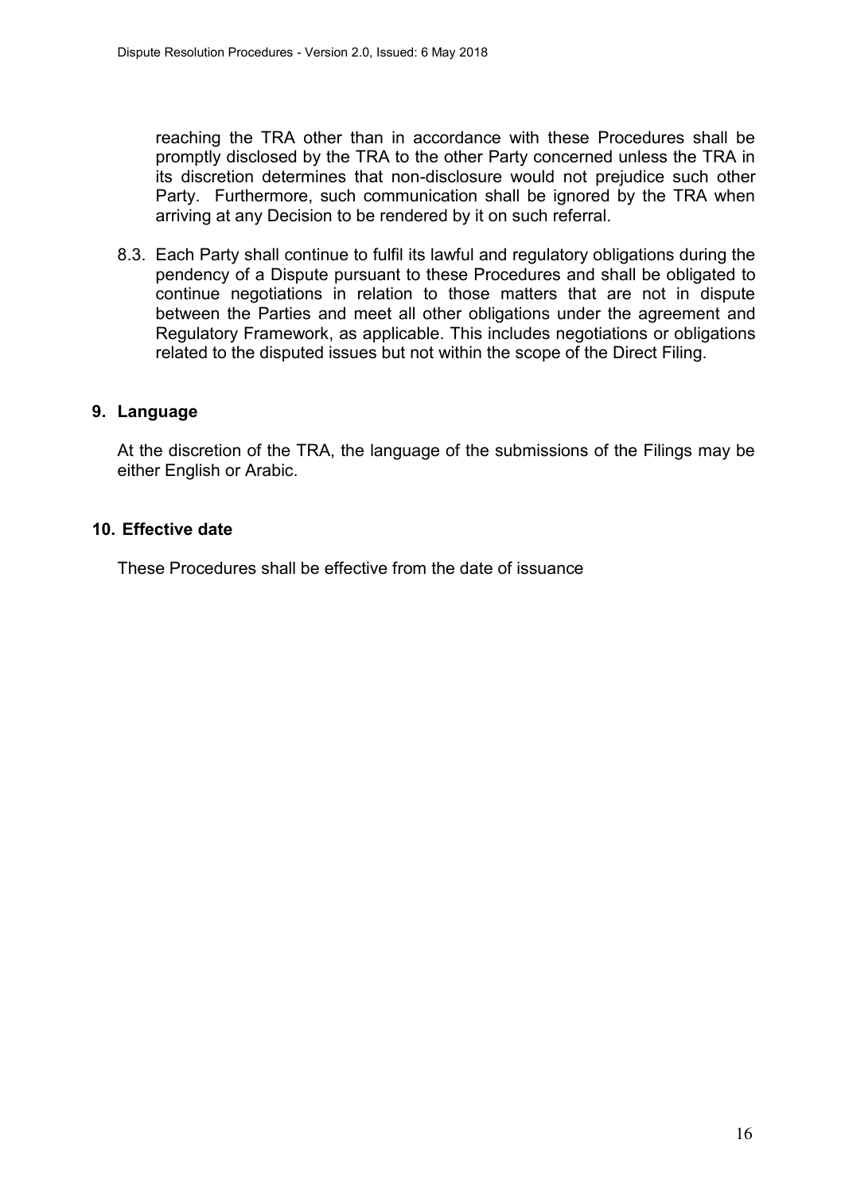reaching the TRA other than in accordance with these Procedures shall be promptly disclosed by the TRA to the other Party concerned unless the TRA in its discretion determines that non-disclosure would not prejudice such other Party. Furthermore, such communication shall be ignored by the TRA when arriving at any Decision to be rendered by it on such referral.

8.3. Each Party shall continue to fulfil its lawful and regulatory obligations during the pendency of a Dispute pursuant to these Procedures and shall be obligated to continue negotiations in relation to those matters that are not in dispute between the Parties and meet all other obligations under the agreement and Regulatory Framework, as applicable. This includes negotiations or obligations related to the disputed issues but not within the scope of the Direct Filing.

## 9. Language

At the discretion of the TRA, the language of the submissions of the Filings may be either English or Arabic.

## 10. Effective date

These Procedures shall be effective from the date of issuance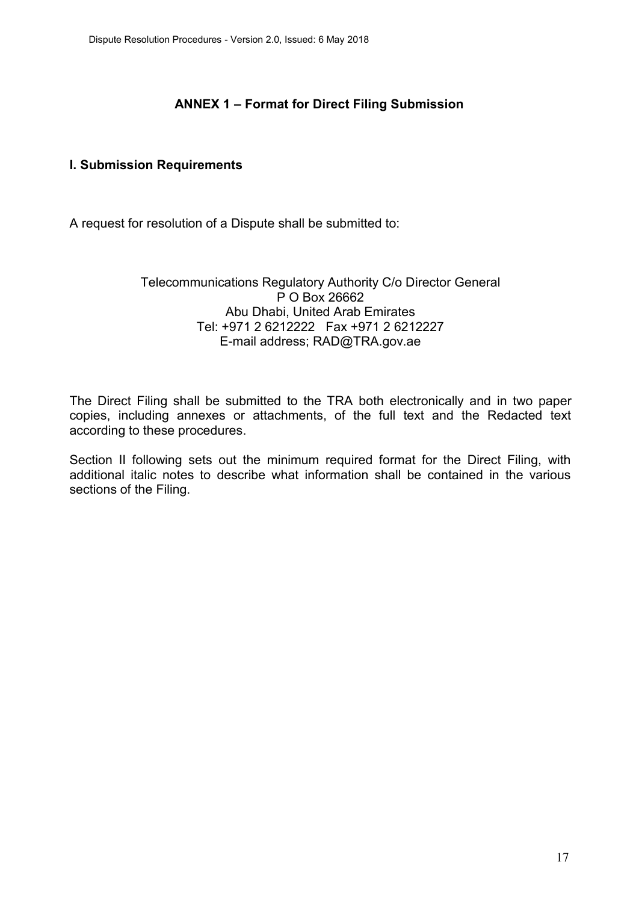## ANNEX 1 – Format for Direct Filing Submission

### I. Submission Requirements

A request for resolution of a Dispute shall be submitted to:

Telecommunications Regulatory Authority C/o Director General  
P O Box 26662  
Abu Dhabi, United Arab Emirates  
Tel: +971 2 6212222 Fax +971 2 6212227  
E-mail address; RAD@TRA.gov.ae

The Direct Filing shall be submitted to the TRA both electronically and in two paper copies, including annexes or attachments, of the full text and the Redacted text according to these procedures.

Section II following sets out the minimum required format for the Direct Filing, with additional italic notes to describe what information shall be contained in the various sections of the Filing.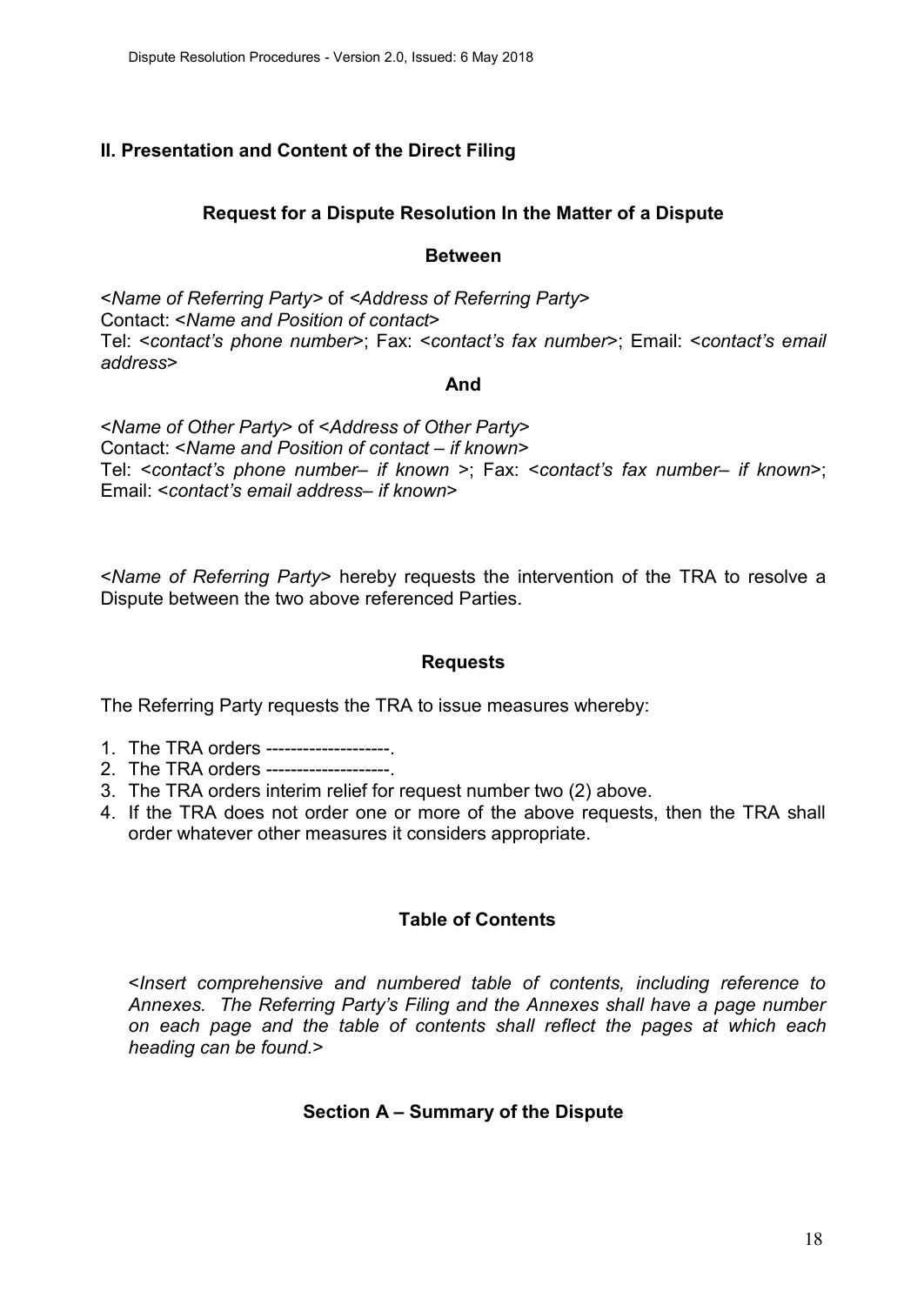## II. Presentation and Content of the Direct Filing

### Request for a Dispute Resolution In the Matter of a Dispute

**Between**

<*Name of Referring Party*> of <*Address of Referring Party*>
Contact: <*Name and Position of contact*>
Tel: <*contact's phone number*>; Fax: <*contact's fax number*>; Email: <*contact's email address*>

**And**

<*Name of Other Party*> of <*Address of Other Party*>
Contact: <*Name and Position of contact – if known*>
Tel: <*contact's phone number– if known* >; Fax: <*contact's fax number– if known*>; Email: <*contact's email address– if known*>

<*Name of Referring Party*> hereby requests the intervention of the TRA to resolve a Dispute between the two above referenced Parties.

### Requests

The Referring Party requests the TRA to issue measures whereby:

1. The TRA orders --------------------.
2. The TRA orders --------------------.
3. The TRA orders interim relief for request number two (2) above.
4. If the TRA does not order one or more of the above requests, then the TRA shall order whatever other measures it considers appropriate.

### Table of Contents

<*Insert comprehensive and numbered table of contents, including reference to Annexes. The Referring Party's Filing and the Annexes shall have a page number on each page and the table of contents shall reflect the pages at which each heading can be found.*>

### Section A – Summary of the Dispute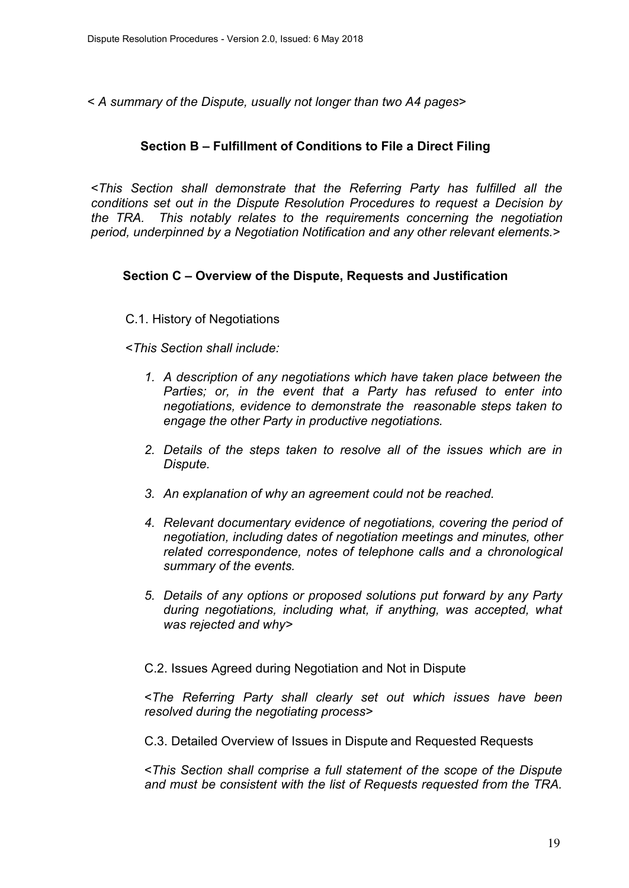< *A summary of the Dispute, usually not longer than two A4 pages*>

## Section B – Fulfillment of Conditions to File a Direct Filing

<*This Section shall demonstrate that the Referring Party has fulfilled all the conditions set out in the Dispute Resolution Procedures to request a Decision by the TRA. This notably relates to the requirements concerning the negotiation period, underpinned by a Negotiation Notification and any other relevant elements.*>

## Section C – Overview of the Dispute, Requests and Justification

### C.1. History of Negotiations

<*This Section shall include:*

1. *A description of any negotiations which have taken place between the Parties; or, in the event that a Party has refused to enter into negotiations, evidence to demonstrate the reasonable steps taken to engage the other Party in productive negotiations.*
2. *Details of the steps taken to resolve all of the issues which are in Dispute.*
3. *An explanation of why an agreement could not be reached.*
4. *Relevant documentary evidence of negotiations, covering the period of negotiation, including dates of negotiation meetings and minutes, other related correspondence, notes of telephone calls and a chronological summary of the events.*
5. *Details of any options or proposed solutions put forward by any Party during negotiations, including what, if anything, was accepted, what was rejected and why*>

### C.2. Issues Agreed during Negotiation and Not in Dispute

<*The Referring Party shall clearly set out which issues have been resolved during the negotiating process*>

### C.3. Detailed Overview of Issues in Dispute and Requested Requests

<*This Section shall comprise a full statement of the scope of the Dispute and must be consistent with the list of Requests requested from the TRA.*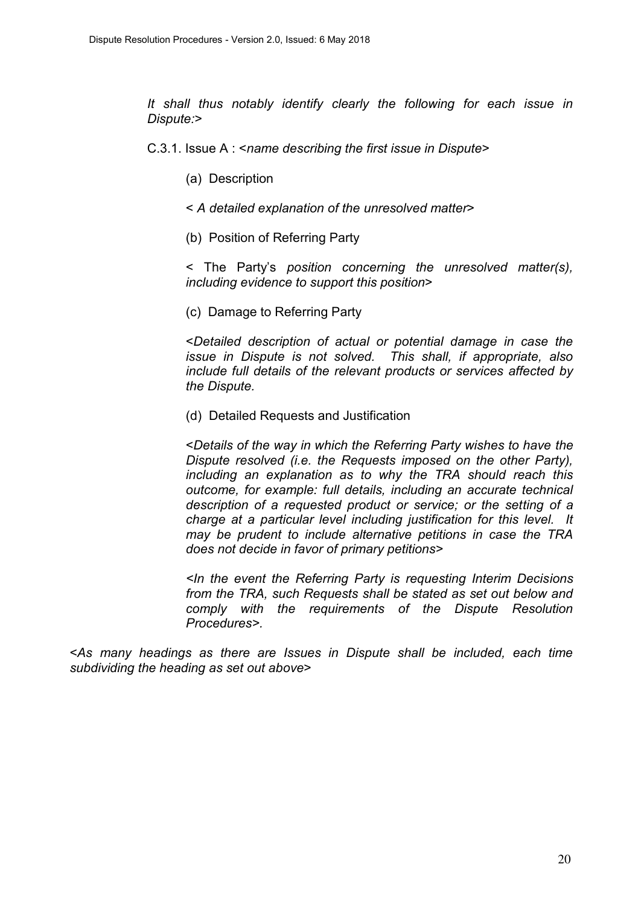*It shall thus notably identify clearly the following for each issue in Dispute:*>

C.3.1. Issue A : <*name describing the first issue in Dispute*>

(a) Description

< *A detailed explanation of the unresolved matter*>

(b) Position of Referring Party

< The Party's *position concerning the unresolved matter(s), including evidence to support this position*>

(c) Damage to Referring Party

<*Detailed description of actual or potential damage in case the issue in Dispute is not solved. This shall, if appropriate, also include full details of the relevant products or services affected by the Dispute.*

(d) Detailed Requests and Justification

<*Details of the way in which the Referring Party wishes to have the Dispute resolved (i.e. the Requests imposed on the other Party), including an explanation as to why the TRA should reach this outcome, for example: full details, including an accurate technical description of a requested product or service; or the setting of a charge at a particular level including justification for this level. It may be prudent to include alternative petitions in case the TRA does not decide in favor of primary petitions*>

*<In the event the Referring Party is requesting Interim Decisions from the TRA, such Requests shall be stated as set out below and comply with the requirements of the Dispute Resolution Procedures>.*

<*As many headings as there are Issues in Dispute shall be included, each time subdividing the heading as set out above*>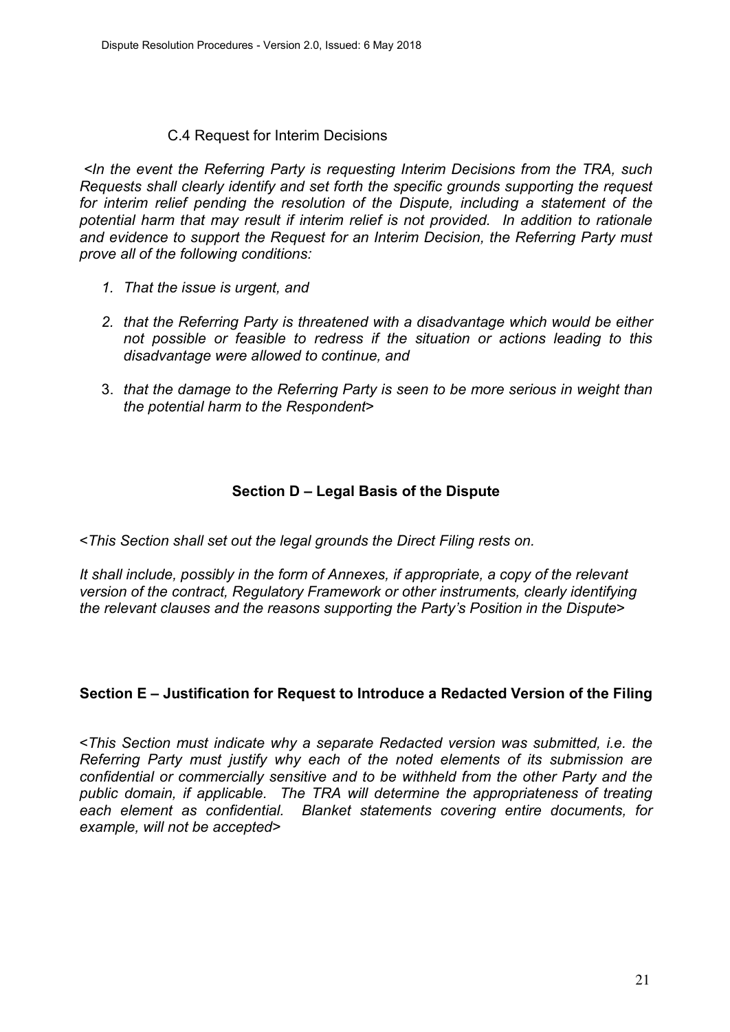### C.4 Request for Interim Decisions

*<In the event the Referring Party is requesting Interim Decisions from the TRA, such Requests shall clearly identify and set forth the specific grounds supporting the request for interim relief pending the resolution of the Dispute, including a statement of the potential harm that may result if interim relief is not provided. In addition to rationale and evidence to support the Request for an Interim Decision, the Referring Party must prove all of the following conditions:*

1. *That the issue is urgent, and*
2. *that the Referring Party is threatened with a disadvantage which would be either not possible or feasible to redress if the situation or actions leading to this disadvantage were allowed to continue, and*
3. *that the damage to the Referring Party is seen to be more serious in weight than the potential harm to the Respondent>*

## Section D – Legal Basis of the Dispute

*<This Section shall set out the legal grounds the Direct Filing rests on.*

*It shall include, possibly in the form of Annexes, if appropriate, a copy of the relevant version of the contract, Regulatory Framework or other instruments, clearly identifying the relevant clauses and the reasons supporting the Party's Position in the Dispute>*

## Section E – Justification for Request to Introduce a Redacted Version of the Filing

*<This Section must indicate why a separate Redacted version was submitted, i.e. the Referring Party must justify why each of the noted elements of its submission are confidential or commercially sensitive and to be withheld from the other Party and the public domain, if applicable. The TRA will determine the appropriateness of treating each element as confidential. Blanket statements covering entire documents, for example, will not be accepted>*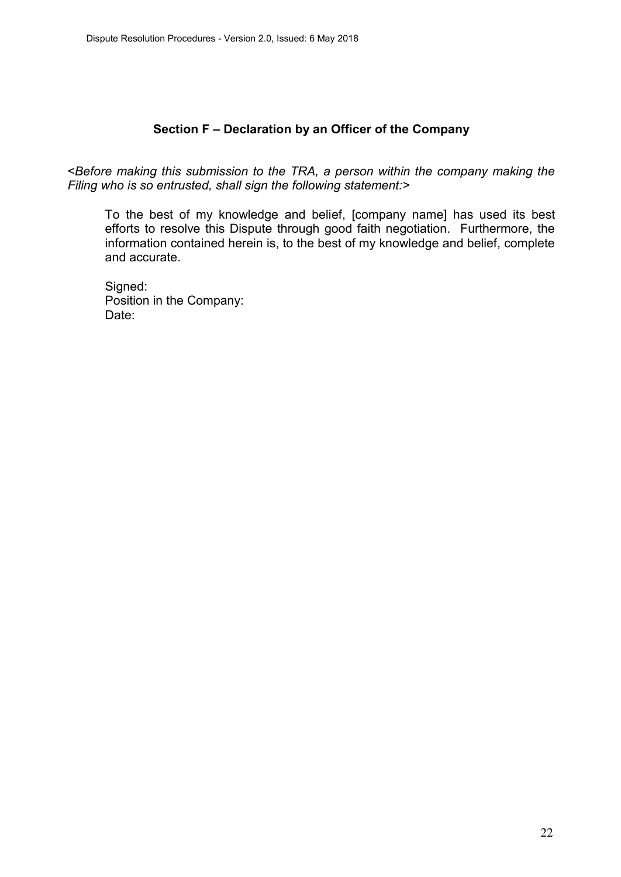## Section F – Declaration by an Officer of the Company

*<Before making this submission to the TRA, a person within the company making the Filing who is so entrusted, shall sign the following statement:>*

> To the best of my knowledge and belief, [company name] has used its best efforts to resolve this Dispute through good faith negotiation. Furthermore, the information contained herein is, to the best of my knowledge and belief, complete and accurate.
>
> Signed:
> Position in the Company:
> Date: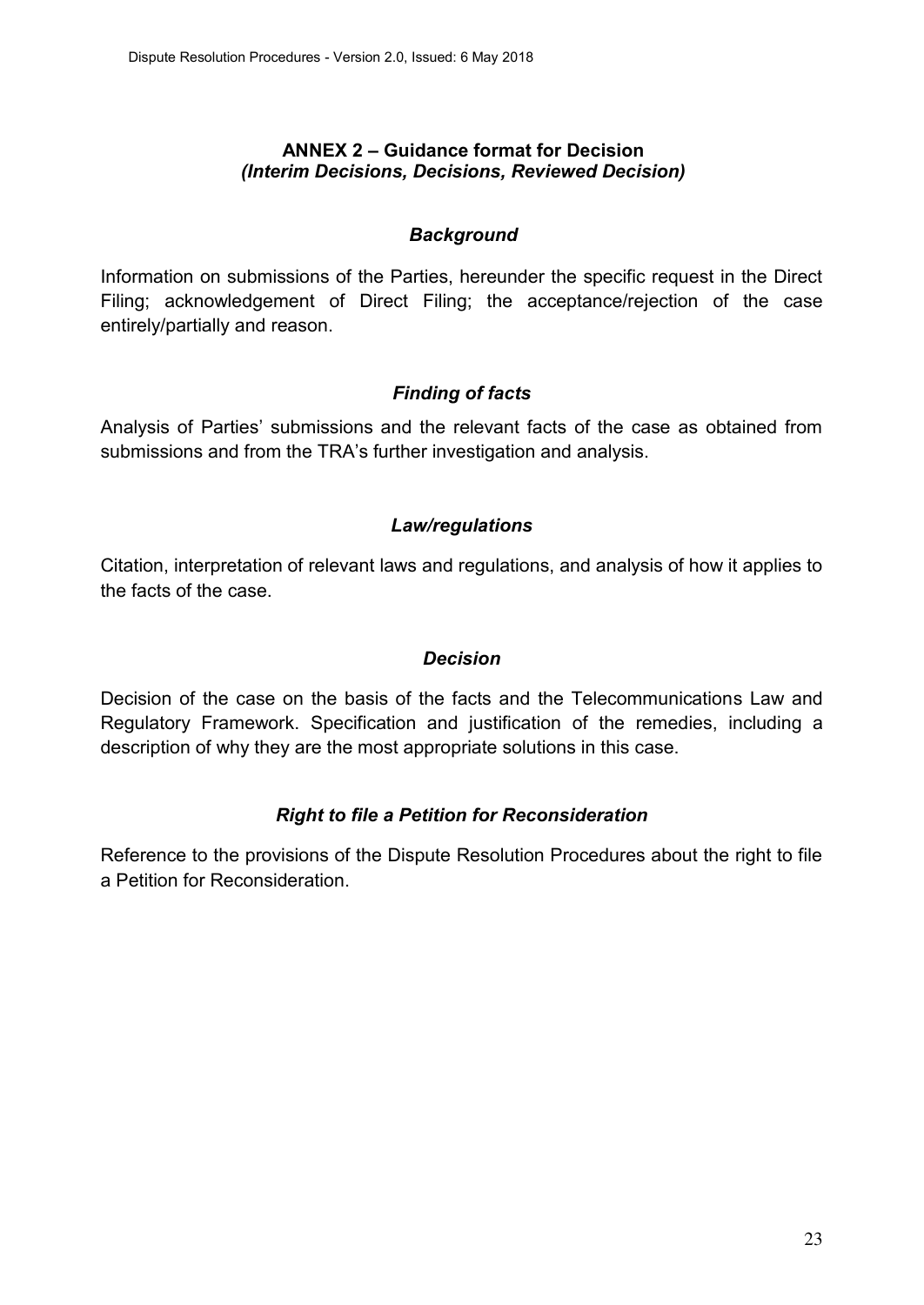## ANNEX 2 – Guidance format for Decision
***(Interim Decisions, Decisions, Reviewed Decision)***

### *Background*

Information on submissions of the Parties, hereunder the specific request in the Direct Filing; acknowledgement of Direct Filing; the acceptance/rejection of the case entirely/partially and reason.

### *Finding of facts*

Analysis of Parties' submissions and the relevant facts of the case as obtained from submissions and from the TRA's further investigation and analysis.

### *Law/regulations*

Citation, interpretation of relevant laws and regulations, and analysis of how it applies to the facts of the case.

### *Decision*

Decision of the case on the basis of the facts and the Telecommunications Law and Regulatory Framework. Specification and justification of the remedies, including a description of why they are the most appropriate solutions in this case.

### *Right to file a Petition for Reconsideration*

Reference to the provisions of the Dispute Resolution Procedures about the right to file a Petition for Reconsideration.